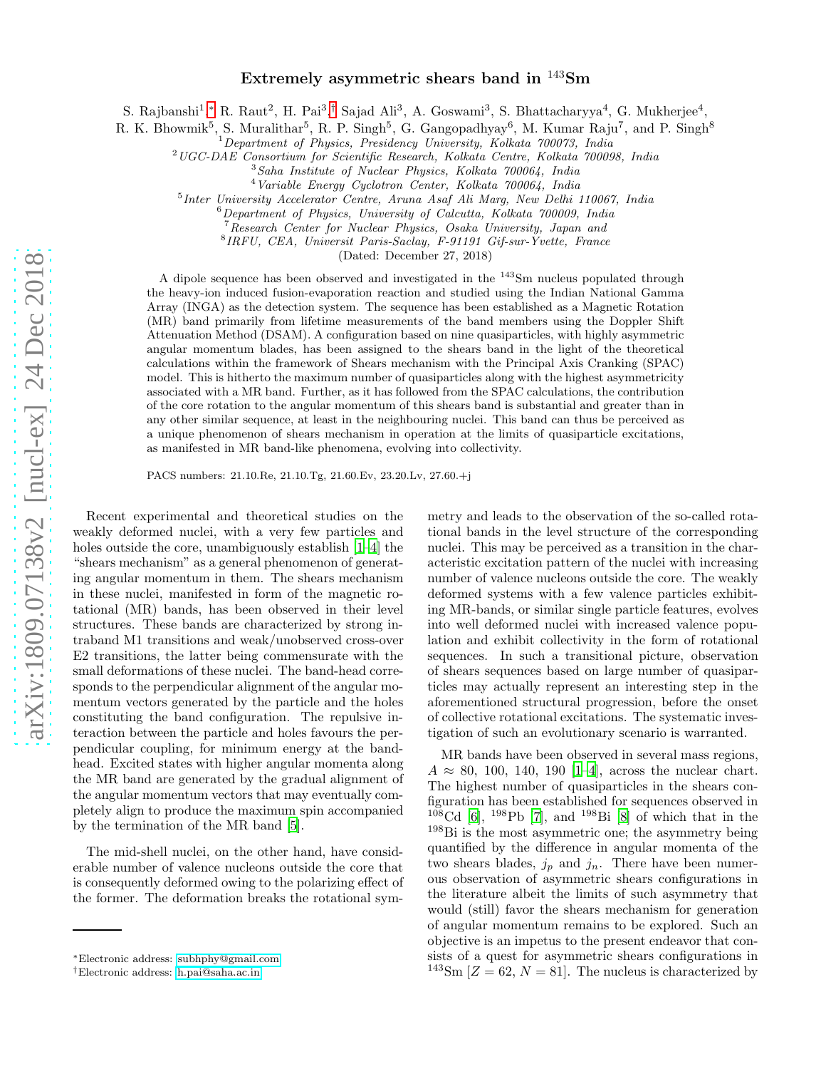# Extremely asymmetric shears band in $^{143}$Sm

S. Rajbanshi[1,*], R. Raut[2], H. Pai[3,†], Sajad Ali[3], A. Goswami[3], S. Bhattacharyya[4], G. Mukherjee[4], R. K. Bhowmik[5], S. Muralithar[5], R. P. Singh[5], G. Gangopadhyay[6], M. Kumar Raju[7], and P. Singh[8]

[1] *Department of Physics, Presidency University, Kolkata 700073, India*
[2] *UGC-DAE Consortium for Scientific Research, Kolkata Centre, Kolkata 700098, India*
[3] *Saha Institute of Nuclear Physics, Kolkata 700064, India*
[4] *Variable Energy Cyclotron Center, Kolkata 700064, India*
[5] *Inter University Accelerator Centre, Aruna Asaf Ali Marg, New Delhi 110067, India*
[6] *Department of Physics, University of Calcutta, Kolkata 700009, India*
[7] *Research Center for Nuclear Physics, Osaka University, Japan and*
[8] *IRFU, CEA, Universit Paris-Saclay, F-91191 Gif-sur-Yvette, France*

(Dated: December 27, 2018)

A dipole sequence has been observed and investigated in the $^{143}$Sm nucleus populated through the heavy-ion induced fusion-evaporation reaction and studied using the Indian National Gamma Array (INGA) as the detection system. The sequence has been established as a Magnetic Rotation (MR) band primarily from lifetime measurements of the band members using the Doppler Shift Attenuation Method (DSAM). A configuration based on nine quasiparticles, with highly asymmetric angular momentum blades, has been assigned to the shears band in the light of the theoretical calculations within the framework of Shears mechanism with the Principal Axis Cranking (SPAC) model. This is hitherto the maximum number of quasiparticles along with the highest asymmetricity associated with a MR band. Further, as it has followed from the SPAC calculations, the contribution of the core rotation to the angular momentum of this shears band is substantial and greater than in any other similar sequence, at least in the neighbouring nuclei. This band can thus be perceived as a unique phenomenon of shears mechanism in operation at the limits of quasiparticle excitations, as manifested in MR band-like phenomena, evolving into collectivity.

PACS numbers: 21.10.Re, 21.10.Tg, 21.60.Ev, 23.20.Lv, 27.60.+j

Recent experimental and theoretical studies on the weakly deformed nuclei, with a very few particles and holes outside the core, unambiguously establish [1–4] the "shears mechanism" as a general phenomenon of generating angular momentum in them. The shears mechanism in these nuclei, manifested in form of the magnetic rotational (MR) bands, has been observed in their level structures. These bands are characterized by strong intraband M1 transitions and weak/unobserved cross-over E2 transitions, the latter being commensurate with the small deformations of these nuclei. The band-head corresponds to the perpendicular alignment of the angular momentum vectors generated by the particle and the holes constituting the band configuration. The repulsive interaction between the particle and holes favours the perpendicular coupling, for minimum energy at the band-head. Excited states with higher angular momenta along the MR band are generated by the gradual alignment of the angular momentum vectors that may eventually completely align to produce the maximum spin accompanied by the termination of the MR band [5].

The mid-shell nuclei, on the other hand, have considerable number of valence nucleons outside the core that is consequently deformed owing to the polarizing effect of the former. The deformation breaks the rotational symmetry and leads to the observation of the so-called rotational bands in the level structure of the corresponding nuclei. This may be perceived as a transition in the characteristic excitation pattern of the nuclei with increasing number of valence nucleons outside the core. The weakly deformed systems with a few valence particles exhibiting MR-bands, or similar single particle features, evolves into well deformed nuclei with increased valence population and exhibit collectivity in the form of rotational sequences. In such a transitional picture, observation of shears sequences based on large number of quasiparticles may actually represent an interesting step in the aforementioned structural progression, before the onset of collective rotational excitations. The systematic investigation of such an evolutionary scenario is warranted.

MR bands have been observed in several mass regions, $A \approx 80$, 100, 140, 190 [1–4], across the nuclear chart. The highest number of quasiparticles in the shears configuration has been established for sequences observed in $^{108}$Cd [6], $^{198}$Pb [7], and $^{198}$Bi [8] of which that in the $^{198}$Bi is the most asymmetric one; the asymmetry being quantified by the difference in angular momenta of the two shears blades, $j_p$ and $j_n$. There have been numerous observation of asymmetric shears configurations in the literature albeit the limits of such asymmetry that would (still) favor the shears mechanism for generation of angular momentum remains to be explored. Such an objective is an impetus to the present endeavor that consists of a quest for asymmetric shears configurations in $^{143}$Sm [$Z = 62$, $N = 81$]. The nucleus is characterized by

---

*Electronic address: subhphy@gmail.com
†Electronic address: h.pai@saha.ac.in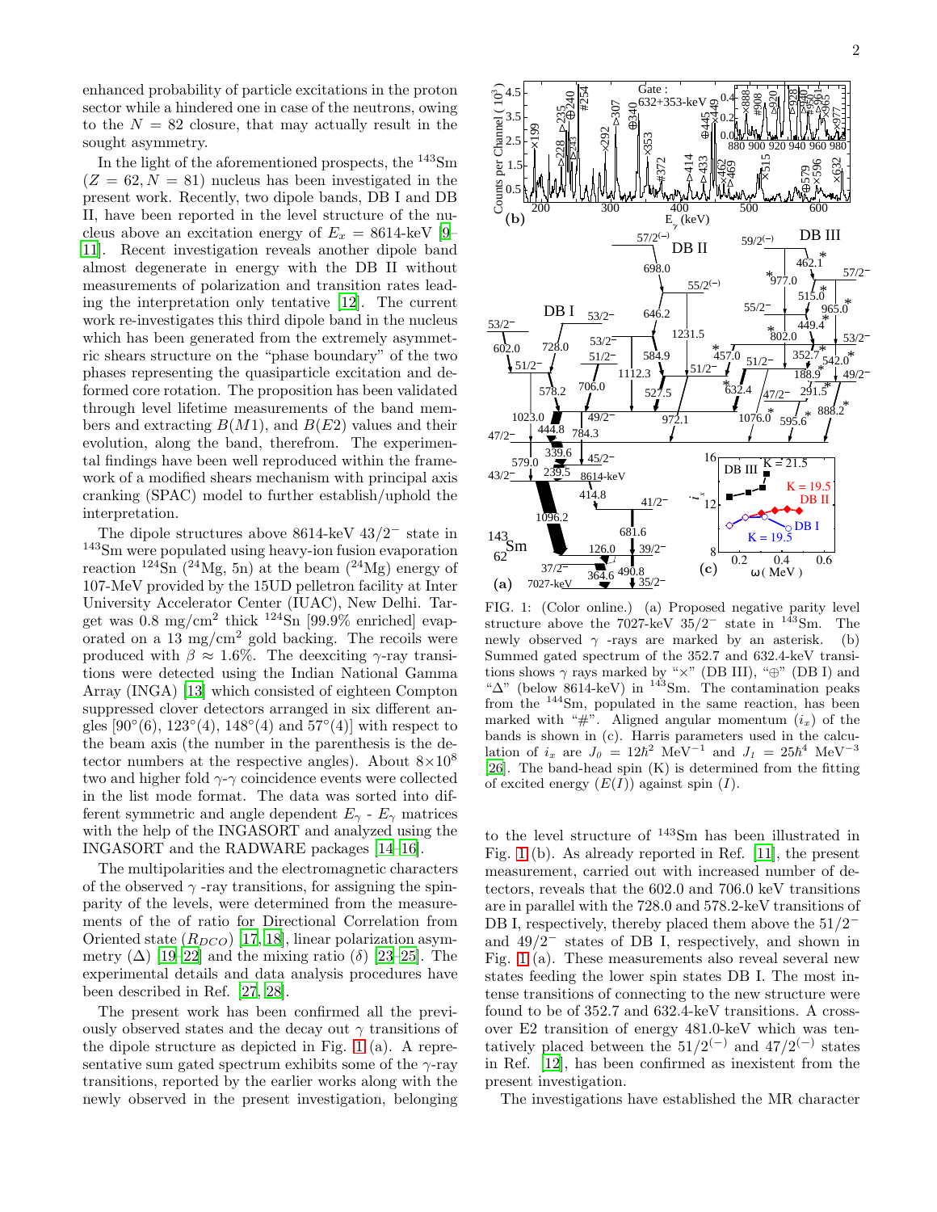enhanced probability of particle excitations in the proton sector while a hindered one in case of the neutrons, owing to the $N = 82$ closure, that may actually result in the sought asymmetry.

In the light of the aforementioned prospects, the $^{143}$Sm ($Z = 62, N = 81$) nucleus has been investigated in the present work. Recently, two dipole bands, DB I and DB II, have been reported in the level structure of the nucleus above an excitation energy of $E_x$ = 8614-keV [9–11]. Recent investigation reveals another dipole band almost degenerate in energy with the DB II without measurements of polarization and transition rates leading the interpretation only tentative [12]. The current work re-investigates this third dipole band in the nucleus which has been generated from the extremely asymmetric shears structure on the "phase boundary" of the two phases representing the quasiparticle excitation and deformed core rotation. The proposition has been validated through level lifetime measurements of the band members and extracting $B(M1)$, and $B(E2)$ values and their evolution, along the band, therefrom. The experimental findings have been well reproduced within the framework of a modified shears mechanism with principal axis cranking (SPAC) model to further establish/uphold the interpretation.

The dipole structures above 8614-keV $43/2^-$ state in $^{143}$Sm were populated using heavy-ion fusion evaporation reaction $^{124}$Sn ($^{24}$Mg, 5n) at the beam ($^{24}$Mg) energy of 107-MeV provided by the 15UD pelletron facility at Inter University Accelerator Center (IUAC), New Delhi. Target was 0.8 mg/cm$^2$ thick $^{124}$Sn [99.9% enriched] evaporated on a 13 mg/cm$^2$ gold backing. The recoils were produced with $\beta \approx 1.6\%$. The deexciting $\gamma$-ray transitions were detected using the Indian National Gamma Array (INGA) [13] which consisted of eighteen Compton suppressed clover detectors arranged in six different angles [90°(6), 123°(4), 148°(4) and 57°(4)] with respect to the beam axis (the number in the parenthesis is the detector numbers at the respective angles). About $8\times10^8$ two and higher fold $\gamma$-$\gamma$ coincidence events were collected in the list mode format. The data was sorted into different symmetric and angle dependent $E_\gamma$ - $E_\gamma$ matrices with the help of the INGASORT and analyzed using the INGASORT and the RADWARE packages [14–16].

The multipolarities and the electromagnetic characters of the observed $\gamma$ -ray transitions, for assigning the spin-parity of the levels, were determined from the measurements of the of ratio for Directional Correlation from Oriented state ($R_{DCO}$) [17, 18], linear polarization asymmetry ($\Delta$) [19–22] and the mixing ratio ($\delta$) [23–25]. The experimental details and data analysis procedures have been described in Ref. [27, 28].

The present work has been confirmed all the previously observed states and the decay out $\gamma$ transitions of the dipole structure as depicted in Fig. 1 (a). A representative sum gated spectrum exhibits some of the $\gamma$-ray transitions, reported by the earlier works along with the newly observed in the present investigation, belonging to the level structure of $^{143}$Sm has been illustrated in Fig. 1 (b). As already reported in Ref. [11], the present measurement, carried out with increased number of detectors, reveals that the 602.0 and 706.0 keV transitions are in parallel with the 728.0 and 578.2-keV transitions of DB I, respectively, thereby placed them above the $51/2^-$ and $49/2^-$ states of DB I, respectively, and shown in Fig. 1 (a). These measurements also reveal several new states feeding the lower spin states DB I. The most intense transitions of connecting to the new structure were found to be of 352.7 and 632.4-keV transitions. A crossover E2 transition of energy 481.0-keV which was tentatively placed between the $51/2^{(-)}$ and $47/2^{(-)}$ states in Ref. [12], has been confirmed as inexistent from the present investigation.

FIG. 1: (Color online.) (a) Proposed negative parity level structure above the 7027-keV $35/2^-$ state in $^{143}$Sm. The newly observed $\gamma$ -rays are marked by an asterisk. (b) Summed gated spectrum of the 352.7 and 632.4-keV transitions shows $\gamma$ rays marked by "×" (DB III), "⊕" (DB I) and "Δ" (below 8614-keV) in $^{143}$Sm. The contamination peaks from the $^{144}$Sm, populated in the same reaction, has been marked with "#". Aligned angular momentum ($i_x$) of the bands is shown in (c). Harris parameters used in the calculation of $i_x$ are $J_0 = 12\hbar^2$ MeV$^{-1}$ and $J_1 = 25\hbar^4$ MeV$^{-3}$ [26]. The band-head spin (K) is determined from the fitting of excited energy ($E(I)$) against spin ($I$).

The investigations have established the MR character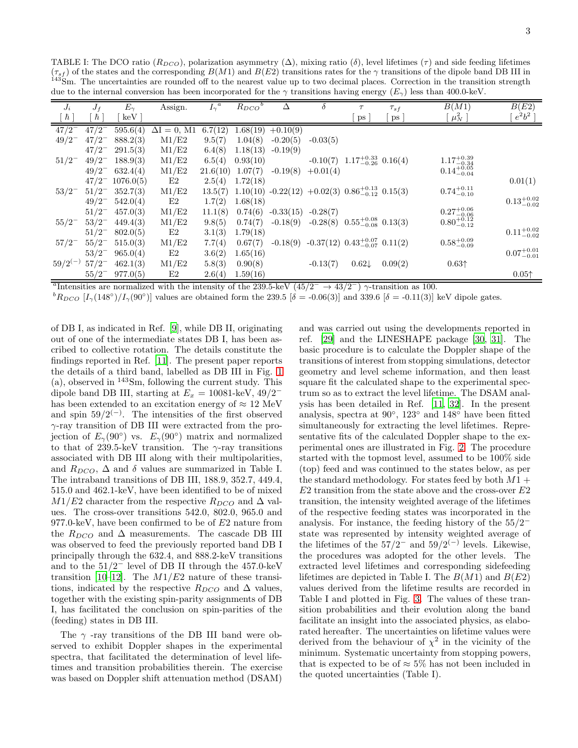TABLE I: The DCO ratio ($R_{DCO}$), polarization asymmetry ($\Delta$), mixing ratio ($\delta$), level lifetimes ($\tau$) and side feeding lifetimes ($\tau_{sf}$) of the states and the corresponding $B(M1)$ and $B(E2)$ transitions rates for the $\gamma$ transitions of the dipole band DB III in $^{143}$Sm. The uncertainties are rounded off to the nearest value up to two decimal places. Correction in the transition strength due to the internal conversion has been incorporated for the $\gamma$ transitions having energy ($E_\gamma$) less than 400.0-keV.

| $J_i$ [ $\hbar$ ] | $J_f$ [ $\hbar$ ] | $E_\gamma$ [ keV ] | Assign. | $I_\gamma$ [a] | $R_{DCO}$ [b] | $\Delta$ | $\delta$ | $\tau$ [ ps ] | $\tau_{sf}$ [ ps ] | $B(M1)$ [ $\mu_N^2$ ] | $B(E2)$ [ $e^2b^2$ ] |
|---|---|---|---|---|---|---|---|---|---|---|---|
| $47/2^-$ | $47/2^-$ | 595.6(4) | $\Delta$I = 0, M1 | 6.7(12) | 1.68(19) | +0.10(9) | | | | | |
| $49/2^-$ | $47/2^-$ | 888.2(3) | M1/E2 | 9.5(7) | 1.04(8) | -0.20(5) | -0.03(5) | | | | |
| | $47/2^-$ | 291.5(3) | M1/E2 | 6.4(8) | 1.18(13) | -0.19(9) | | | | | |
| $51/2^-$ | $49/2^-$ | 188.9(3) | M1/E2 | 6.5(4) | 0.93(10) | | -0.10(7) | $1.17^{+0.33}_{-0.26}$ | 0.16(4) | $1.17^{+0.39}_{-0.34}$ | |
| | $49/2^-$ | 632.4(4) | M1/E2 | 21.6(10) | 1.07(7) | -0.19(8) | +0.01(4) | | | $0.14^{+0.05}_{-0.04}$ | |
| | $47/2^-$ | 1076.0(5) | E2 | 2.5(4) | 1.72(18) | | | | | | 0.01(1) |
| $53/2^-$ | $51/2^-$ | 352.7(3) | M1/E2 | 13.5(7) | 1.10(10) | -0.22(12) | +0.02(3) | $0.86^{+0.13}_{-0.12}$ | 0.15(3) | $0.74^{+0.11}_{-0.10}$ | |
| | $49/2^-$ | 542.0(4) | E2 | 1.7(2) | 1.68(18) | | | | | | $0.13^{+0.02}_{-0.02}$ |
| | $51/2^-$ | 457.0(3) | M1/E2 | 11.1(8) | 0.74(6) | -0.33(15) | -0.28(7) | | | $0.27^{+0.06}_{-0.06}$ | |
| $55/2^-$ | $53/2^-$ | 449.4(3) | M1/E2 | 9.8(5) | 0.74(7) | -0.18(9) | -0.28(8) | $0.55^{+0.08}_{-0.08}$ | 0.13(3) | $0.80^{+0.12}_{-0.12}$ | |
| | $51/2^-$ | 802.0(5) | E2 | 3.1(3) | 1.79(18) | | | | | | $0.11^{+0.02}_{-0.02}$ |
| $57/2^-$ | $55/2^-$ | 515.0(3) | M1/E2 | 7.7(4) | 0.67(7) | -0.18(9) | -0.37(12) | $0.43^{+0.07}_{-0.07}$ | 0.11(2) | $0.58^{+0.09}_{-0.09}$ | |
| | $53/2^-$ | 965.0(4) | E2 | 3.6(2) | 1.65(16) | | | | | | $0.07^{+0.01}_{-0.01}$ |
| $59/2^{(-)}$ | $57/2^-$ | 462.1(3) | M1/E2 | 5.8(3) | 0.90(8) | | -0.13(7) | 0.62$\downarrow$ | 0.09(2) | 0.63$\uparrow$ | |
| | $55/2^-$ | 977.0(5) | E2 | 2.6(4) | 1.59(16) | | | | | | 0.05$\uparrow$ |

[a]Intensities are normalized with the intensity of the 239.5-keV ($45/2^- \rightarrow 43/2^-$) $\gamma$-transition as 100.

[b]$R_{DCO}$ [$I_\gamma(148°)/I_\gamma(90°)$] values are obtained form the 239.5 [$\delta$ = -0.06(3)] and 339.6 [$\delta$ = -0.11(3)] keV dipole gates.

of DB I, as indicated in Ref. [9], while DB II, originating out of one of the intermediate states DB I, has been ascribed to collective rotation. The details constitute the findings reported in Ref. [11]. The present paper reports the details of a third band, labelled as DB III in Fig. 1 (a), observed in $^{143}$Sm, following the current study. This dipole band DB III, starting at $E_x$ = 10081-keV, $49/2^-$ has been extended to an excitation energy of $\approx$ 12 MeV and spin $59/2^{(-)}$. The intensities of the first observed $\gamma$-ray transition of DB III were extracted from the projection of $E_\gamma(90°)$ vs. $E_\gamma(90°)$ matrix and normalized to that of 239.5-keV transition. The $\gamma$-ray transitions associated with DB III along with their multipolarities, and $R_{DCO}$, $\Delta$ and $\delta$ values are summarized in Table I. The intraband transitions of DB III, 188.9, 352.7, 449.4, 515.0 and 462.1-keV, have been identified to be of mixed $M1/E2$ character from the respective $R_{DCO}$ and $\Delta$ values. The cross-over transitions 542.0, 802.0, 965.0 and 977.0-keV, have been confirmed to be of $E2$ nature from the $R_{DCO}$ and $\Delta$ measurements. The cascade DB III was observed to feed the previously reported band DB I principally through the 632.4, and 888.2-keV transitions and to the $51/2^-$ level of DB II through the 457.0-keV transition [10–12]. The $M1/E2$ nature of these transitions, indicated by the respective $R_{DCO}$ and $\Delta$ values, together with the existing spin-parity assignments of DB I, has facilitated the conclusion on spin-parities of the (feeding) states in DB III.

The $\gamma$ -ray transitions of the DB III band were observed to exhibit Doppler shapes in the experimental spectra, that facilitated the determination of level lifetimes and transition probabilities therein. The exercise was based on Doppler shift attenuation method (DSAM) and was carried out using the developments reported in ref. [29] and the LINESHAPE package [30, 31]. The basic procedure is to calculate the Doppler shape of the transitions of interest from stopping simulations, detector geometry and level scheme information, and then least square fit the calculated shape to the experimental spectrum so as to extract the level lifetime. The DSAM analysis has been detailed in Ref. [11, 32]. In the present analysis, spectra at 90°, 123° and 148° have been fitted simultaneously for extracting the level lifetimes. Representative fits of the calculated Doppler shape to the experimental ones are illustrated in Fig. 2. The procedure started with the topmost level, assumed to be 100% side (top) feed and was continued to the states below, as per the standard methodology. For states feed by both $M1+E2$ transition from the state above and the cross-over $E2$ transition, the intensity weighted average of the lifetimes of the respective feeding states was incorporated in the analysis. For instance, the feeding history of the $55/2^-$ state was represented by intensity weighted average of the lifetimes of the $57/2^-$ and $59/2^{(-)}$ levels. Likewise, the procedures was adopted for the other levels. The extracted level lifetimes and corresponding sidefeeding lifetimes are depicted in Table I. The $B(M1)$ and $B(E2)$ values derived from the lifetime results are recorded in Table I and plotted in Fig. 3. The values of these transition probabilities and their evolution along the band facilitate an insight into the associated physics, as elaborated hereafter. The uncertainties on lifetime values were derived from the behaviour of $\chi^2$ in the vicinity of the minimum. Systematic uncertainty from stopping powers, that is expected to be of $\approx$ 5% has not been included in the quoted uncertainties (Table I).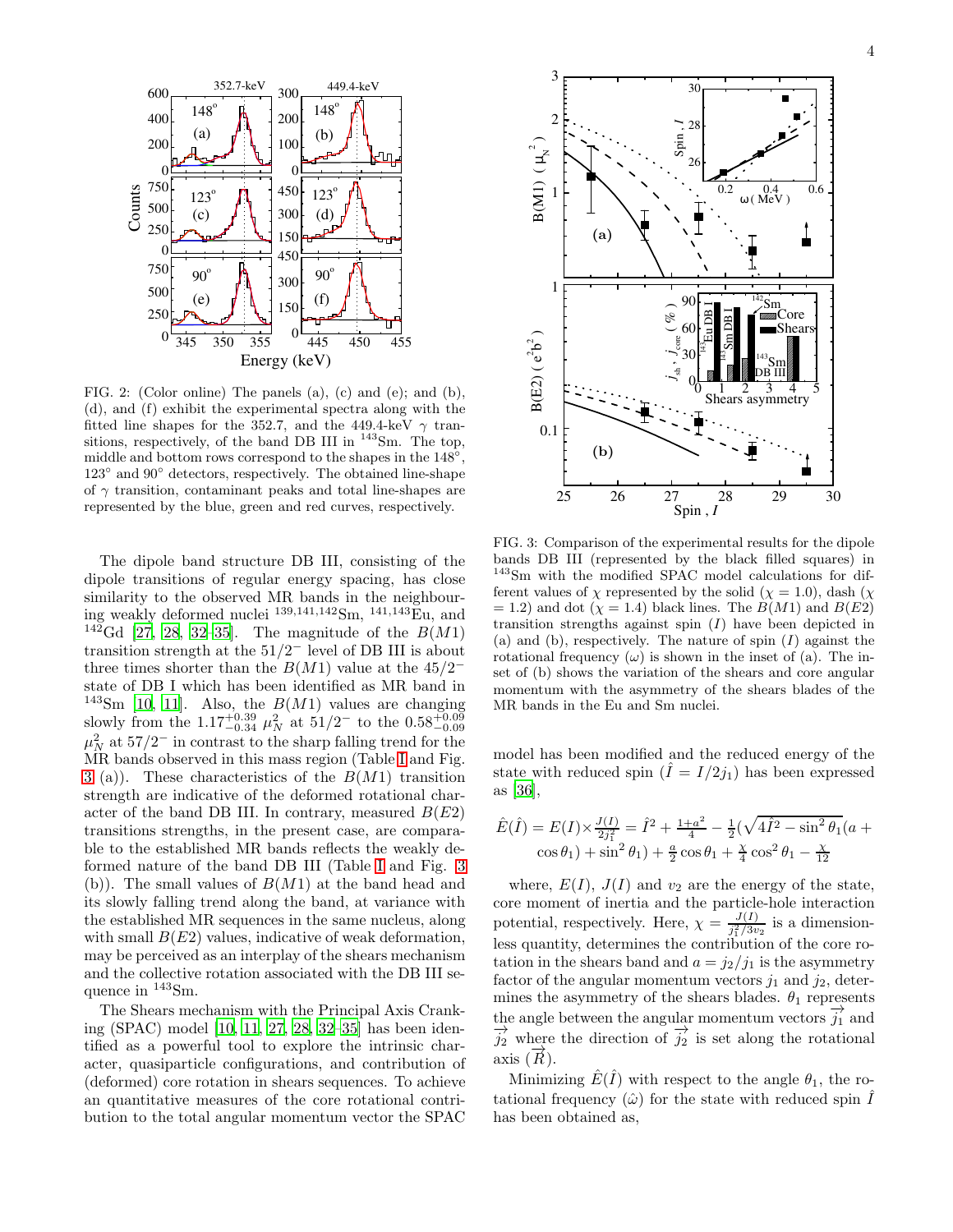FIG. 2: (Color online) The panels (a), (c) and (e); and (b), (d), and (f) exhibit the experimental spectra along with the fitted line shapes for the 352.7, and the 449.4-keV $\gamma$ transitions, respectively, of the band DB III in $^{143}$Sm. The top, middle and bottom rows correspond to the shapes in the 148°, 123° and 90° detectors, respectively. The obtained line-shape of $\gamma$ transition, contaminant peaks and total line-shapes are represented by the blue, green and red curves, respectively.

FIG. 3: Comparison of the experimental results for the dipole bands DB III (represented by the black filled squares) in $^{143}$Sm with the modified SPAC model calculations for different values of $\chi$ represented by the solid ($\chi$ = 1.0), dash ($\chi$ = 1.2) and dot ($\chi$ = 1.4) black lines. The $B(M1)$ and $B(E2)$ transition strengths against spin ($I$) have been depicted in (a) and (b), respectively. The nature of spin ($I$) against the rotational frequency ($\omega$) is shown in the inset of (a). The inset of (b) shows the variation of the shears and core angular momentum with the asymmetry of the shears blades of the MR bands in the Eu and Sm nuclei.

The dipole band structure DB III, consisting of the dipole transitions of regular energy spacing, has close similarity to the observed MR bands in the neighbouring weakly deformed nuclei $^{139,141,142}$Sm, $^{141,143}$Eu, and $^{142}$Gd [27, 28, 32–35]. The magnitude of the $B(M1)$ transition strength at the $51/2^-$ level of DB III is about three times shorter than the $B(M1)$ value at the $45/2^-$ state of DB I which has been identified as MR band in $^{143}$Sm [10, 11]. Also, the $B(M1)$ values are changing slowly from the $1.17^{+0.39}_{-0.34}$ $\mu_N^2$ at $51/2^-$ to the $0.58^{+0.09}_{-0.09}$ $\mu_N^2$ at $57/2^-$ in contrast to the sharp falling trend for the MR bands observed in this mass region (Table I and Fig. 3 (a)). These characteristics of the $B(M1)$ transition strength are indicative of the deformed rotational character of the band DB III. In contrary, measured $B(E2)$ transitions strengths, in the present case, are comparable to the established MR bands reflects the weakly deformed nature of the band DB III (Table I and Fig. 3 (b)). The small values of $B(M1)$ at the band head and its slowly falling trend along the band, at variance with the established MR sequences in the same nucleus, along with small $B(E2)$ values, indicative of weak deformation, may be perceived as an interplay of the shears mechanism and the collective rotation associated with the DB III sequence in $^{143}$Sm.

The Shears mechanism with the Principal Axis Cranking (SPAC) model [10, 11, 27, 28, 32–35] has been identified as a powerful tool to explore the intrinsic character, quasiparticle configurations, and contribution of (deformed) core rotation in shears sequences. To achieve an quantitative measures of the core rotational contribution to the total angular momentum vector the SPAC model has been modified and the reduced energy of the state with reduced spin ($\hat{I} = I/2j_1$) has been expressed as [36],

$$\hat{E}(\hat{I}) = E(I)\times\frac{J(I)}{2j_1^2} = \hat{I}^2 + \frac{1+a^2}{4} - \frac{1}{2}(\sqrt{4\hat{I}^2 - \sin^2\theta_1}(a + \cos\theta_1) + \sin^2\theta_1) + \frac{a}{2}\cos\theta_1 + \frac{\chi}{4}\cos^2\theta_1 - \frac{\chi}{12}$$

where, $E(I)$, $J(I)$ and $v_2$ are the energy of the state, core moment of inertia and the particle-hole interaction potential, respectively. Here, $\chi = \frac{J(I)}{j_1^2/3v_2}$ is a dimensionless quantity, determines the contribution of the core rotation in the shears band and $a = j_2/j_1$ is the asymmetry factor of the angular momentum vectors $j_1$ and $j_2$, determines the asymmetry of the shears blades. $\theta_1$ represents the angle between the angular momentum vectors $\overrightarrow{j_1}$ and $\overrightarrow{j_2}$ where the direction of $\overrightarrow{j_2}$ is set along the rotational axis ($\overrightarrow{R}$).

Minimizing $\hat{E}(\hat{I})$ with respect to the angle $\theta_1$, the rotational frequency ($\hat{\omega}$) for the state with reduced spin $\hat{I}$ has been obtained as,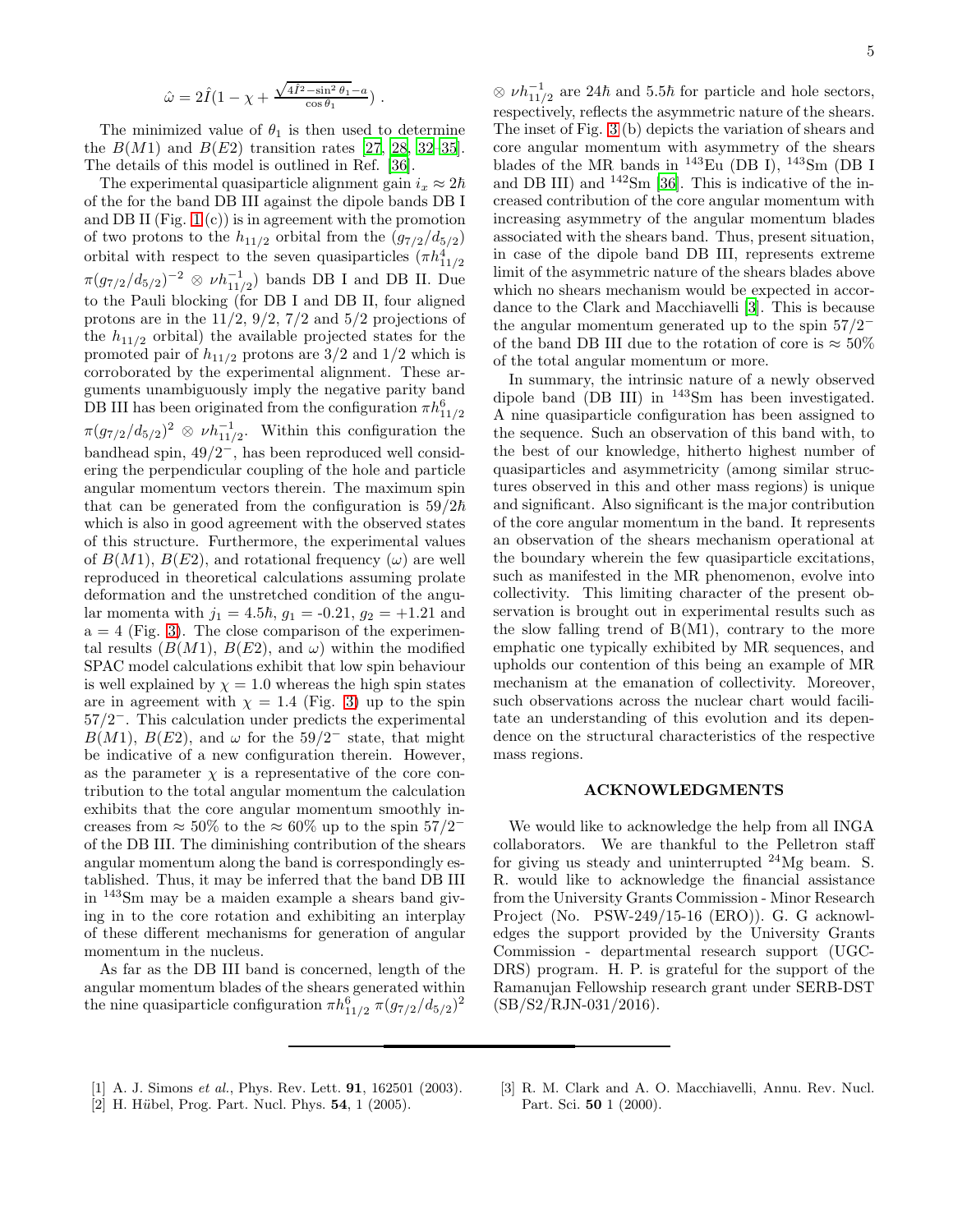$$\hat{\omega} = 2\hat{I}(1 - \chi + \frac{\sqrt{4\hat{I}^2 - \sin^2\theta_1} - a}{\cos\theta_1}) .$$

The minimized value of $\theta_1$ is then used to determine the $B(M1)$ and $B(E2)$ transition rates [27, 28, 32–35]. The details of this model is outlined in Ref. [36].

The experimental quasiparticle alignment gain $i_x \approx 2\hbar$ of the for the band DB III against the dipole bands DB I and DB II (Fig. 1(c)) is in agreement with the promotion of two protons to the $h_{11/2}$ orbital from the $(g_{7/2}/d_{5/2})$ orbital with respect to the seven quasiparticles ($\pi h^4_{11/2}$ $\pi(g_{7/2}/d_{5/2})^{-2} \otimes \nu h^{-1}_{11/2}$) bands DB I and DB II. Due to the Pauli blocking (for DB I and DB II, four aligned protons are in the 11/2, 9/2, 7/2 and 5/2 projections of the $h_{11/2}$ orbital) the available projected states for the promoted pair of $h_{11/2}$ protons are 3/2 and 1/2 which is corroborated by the experimental alignment. These arguments unambiguously imply the negative parity band DB III has been originated from the configuration $\pi h^6_{11/2}$ $\pi(g_{7/2}/d_{5/2})^2 \otimes \nu h^{-1}_{11/2}$. Within this configuration the bandhead spin, $49/2^-$, has been reproduced well considering the perpendicular coupling of the hole and particle angular momentum vectors therein. The maximum spin that can be generated from the configuration is $59/2\hbar$ which is also in good agreement with the observed states of this structure. Furthermore, the experimental values of $B(M1)$, $B(E2)$, and rotational frequency ($\omega$) are well reproduced in theoretical calculations assuming prolate deformation and the unstretched condition of the angular momenta with $j_1 = 4.5\hbar$, $g_1$ = -0.21, $g_2$ = +1.21 and a = 4 (Fig. 3). The close comparison of the experimental results ($B(M1)$, $B(E2)$, and $\omega$) within the modified SPAC model calculations exhibit that low spin behaviour is well explained by $\chi = 1.0$ whereas the high spin states are in agreement with $\chi = 1.4$ (Fig. 3) up to the spin $57/2^-$. This calculation under predicts the experimental $B(M1)$, $B(E2)$, and $\omega$ for the $59/2^-$ state, that might be indicative of a new configuration therein. However, as the parameter $\chi$ is a representative of the core contribution to the total angular momentum the calculation exhibits that the core angular momentum smoothly increases from $\approx$ 50% to the $\approx$ 60% up to the spin $57/2^-$ of the DB III. The diminishing contribution of the shears angular momentum along the band is correspondingly established. Thus, it may be inferred that the band DB III in $^{143}$Sm may be a maiden example a shears band giving in to the core rotation and exhibiting an interplay of these different mechanisms for generation of angular momentum in the nucleus.

As far as the DB III band is concerned, length of the angular momentum blades of the shears generated within the nine quasiparticle configuration $\pi h^6_{11/2}$ $\pi(g_{7/2}/d_{5/2})^2$ $\otimes$ $\nu h^{-1}_{11/2}$ are $24\hbar$ and $5.5\hbar$ for particle and hole sectors, respectively, reflects the asymmetric nature of the shears. The inset of Fig. 3(b) depicts the variation of shears and core angular momentum with asymmetry of the shears blades of the MR bands in $^{143}$Eu (DB I), $^{143}$Sm (DB I and DB III) and $^{142}$Sm [36]. This is indicative of the increased contribution of the core angular momentum with increasing asymmetry of the angular momentum blades associated with the shears band. Thus, present situation, in case of the dipole band DB III, represents extreme limit of the asymmetric nature of the shears blades above which no shears mechanism would be expected in accordance to the Clark and Macchiavelli [3]. This is because the angular momentum generated up to the spin $57/2^-$ of the band DB III due to the rotation of core is $\approx$ 50% of the total angular momentum or more.

In summary, the intrinsic nature of a newly observed dipole band (DB III) in $^{143}$Sm has been investigated. A nine quasiparticle configuration has been assigned to the sequence. Such an observation of this band with, to the best of our knowledge, hitherto highest number of quasiparticles and asymmetricity (among similar structures observed in this and other mass regions) is unique and significant. Also significant is the major contribution of the core angular momentum in the band. It represents an observation of the shears mechanism operational at the boundary wherein the few quasiparticle excitations, such as manifested in the MR phenomenon, evolve into collectivity. This limiting character of the present observation is brought out in experimental results such as the slow falling trend of B(M1), contrary to the more emphatic one typically exhibited by MR sequences, and upholds our contention of this being an example of MR mechanism at the emanation of collectivity. Moreover, such observations across the nuclear chart would facilitate an understanding of this evolution and its dependence on the structural characteristics of the respective mass regions.

## ACKNOWLEDGMENTS

We would like to acknowledge the help from all INGA collaborators. We are thankful to the Pelletron staff for giving us steady and uninterrupted $^{24}$Mg beam. S. R. would like to acknowledge the financial assistance from the University Grants Commission - Minor Research Project (No. PSW-249/15-16 (ERO)). G. G acknowledges the support provided by the University Grants Commission - departmental research support (UGC-DRS) program. H. P. is grateful for the support of the Ramanujan Fellowship research grant under SERB-DST (SB/S2/RJN-031/2016).

---

[1] A. J. Simons *et al.*, Phys. Rev. Lett. **91**, 162501 (2003).

[2] H. Hübel, Prog. Part. Nucl. Phys. **54**, 1 (2005).

[3] R. M. Clark and A. O. Macchiavelli, Annu. Rev. Nucl. Part. Sci. **50** 1 (2000).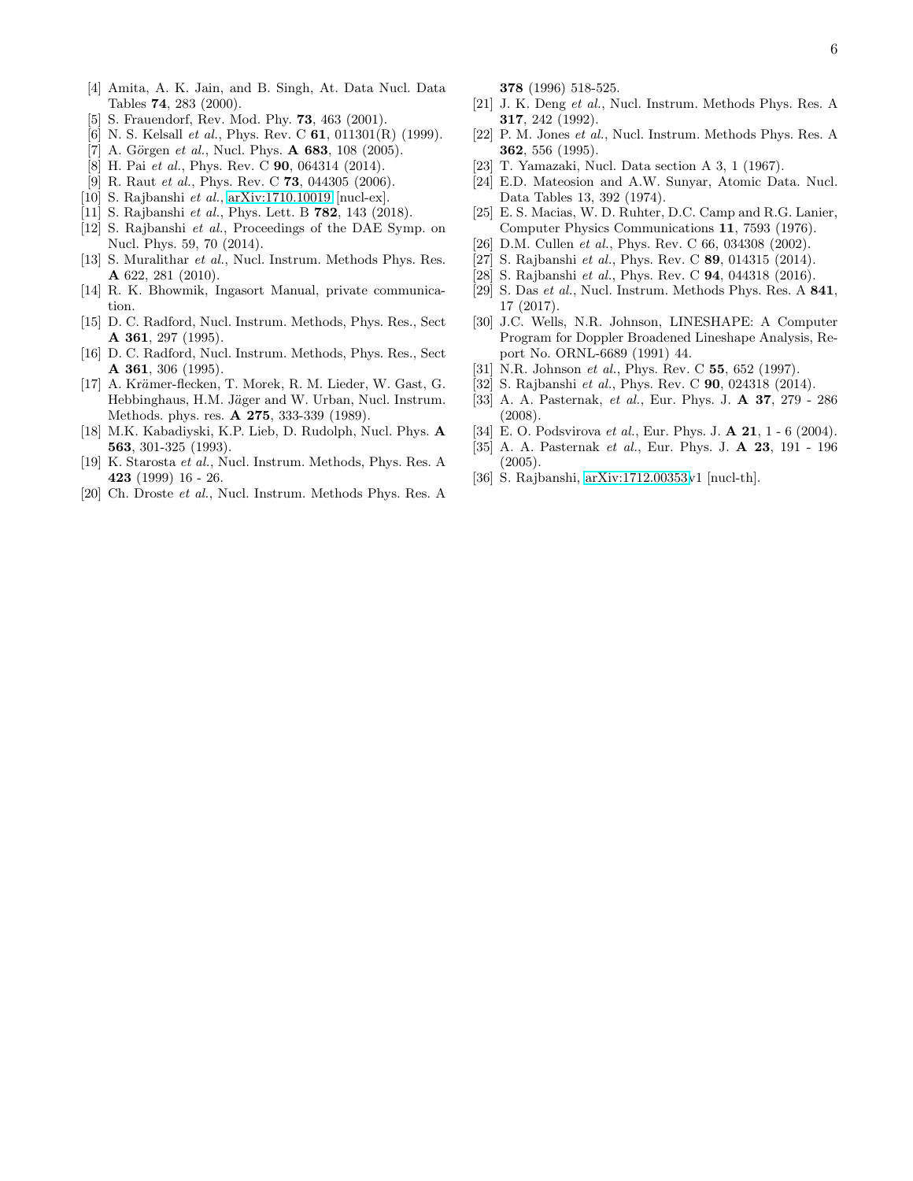[4] Amita, A. K. Jain, and B. Singh, At. Data Nucl. Data Tables **74**, 283 (2000).

[5] S. Frauendorf, Rev. Mod. Phy. **73**, 463 (2001).

[6] N. S. Kelsall *et al.*, Phys. Rev. C **61**, 011301(R) (1999).

[7] A. Görgen *et al.*, Nucl. Phys. **A 683**, 108 (2005).

[8] H. Pai *et al.*, Phys. Rev. C **90**, 064314 (2014).

[9] R. Raut *et al.*, Phys. Rev. C **73**, 044305 (2006).

[10] S. Rajbanshi *et al.*, arXiv:1710.10019 [nucl-ex].

[11] S. Rajbanshi *et al.*, Phys. Lett. B **782**, 143 (2018).

[12] S. Rajbanshi *et al.*, Proceedings of the DAE Symp. on Nucl. Phys. 59, 70 (2014).

[13] S. Muralithar *et al.*, Nucl. Instrum. Methods Phys. Res. **A** 622, 281 (2010).

[14] R. K. Bhowmik, Ingasort Manual, private communication.

[15] D. C. Radford, Nucl. Instrum. Methods, Phys. Res., Sect **A 361**, 297 (1995).

[16] D. C. Radford, Nucl. Instrum. Methods, Phys. Res., Sect **A 361**, 306 (1995).

[17] A. Krämer-flecken, T. Morek, R. M. Lieder, W. Gast, G. Hebbinghaus, H.M. Jäger and W. Urban, Nucl. Instrum. Methods. phys. res. **A 275**, 333-339 (1989).

[18] M.K. Kabadiyski, K.P. Lieb, D. Rudolph, Nucl. Phys. **A 563**, 301-325 (1993).

[19] K. Starosta *et al.*, Nucl. Instrum. Methods, Phys. Res. A **423** (1999) 16 - 26.

[20] Ch. Droste *et al.*, Nucl. Instrum. Methods Phys. Res. A **378** (1996) 518-525.

[21] J. K. Deng *et al.*, Nucl. Instrum. Methods Phys. Res. A **317**, 242 (1992).

[22] P. M. Jones *et al.*, Nucl. Instrum. Methods Phys. Res. A **362**, 556 (1995).

[23] T. Yamazaki, Nucl. Data section A 3, 1 (1967).

[24] E.D. Mateosion and A.W. Sunyar, Atomic Data. Nucl. Data Tables 13, 392 (1974).

[25] E. S. Macias, W. D. Ruhter, D.C. Camp and R.G. Lanier, Computer Physics Communications **11**, 7593 (1976).

[26] D.M. Cullen *et al.*, Phys. Rev. C 66, 034308 (2002).

[27] S. Rajbanshi *et al.*, Phys. Rev. C **89**, 014315 (2014).

[28] S. Rajbanshi *et al.*, Phys. Rev. C **94**, 044318 (2016).

[29] S. Das *et al.*, Nucl. Instrum. Methods Phys. Res. A **841**, 17 (2017).

[30] J.C. Wells, N.R. Johnson, LINESHAPE: A Computer Program for Doppler Broadened Lineshape Analysis, Report No. ORNL-6689 (1991) 44.

[31] N.R. Johnson *et al.*, Phys. Rev. C **55**, 652 (1997).

[32] S. Rajbanshi *et al.*, Phys. Rev. C **90**, 024318 (2014).

[33] A. A. Pasternak, *et al.*, Eur. Phys. J. **A 37**, 279 - 286 (2008).

[34] E. O. Podsvirova *et al.*, Eur. Phys. J. **A 21**, 1 - 6 (2004).

[35] A. A. Pasternak *et al.*, Eur. Phys. J. **A 23**, 191 - 196 (2005).

[36] S. Rajbanshi, arXiv:1712.00353v1 [nucl-th].